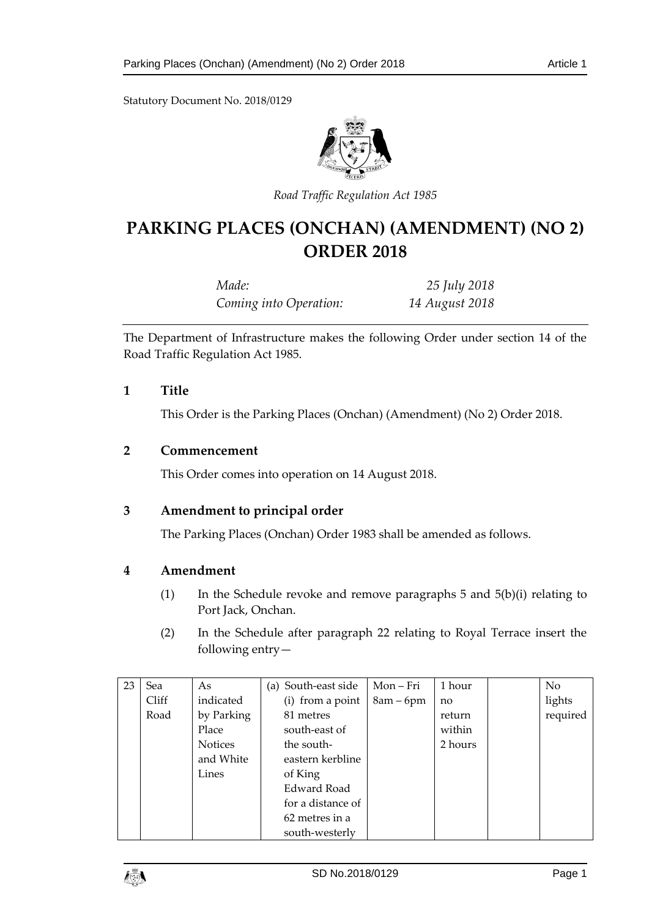Statutory Document No. 2018/0129

*Road Traffic Regulation Act 1985*

# PARKING PLACES (ONCHAN) (AMENDMENT) (NO 2) ORDER 2018

| | |
|---|---|
| *Made:* | *25 July 2018* |
| *Coming into Operation:* | *14 August 2018* |

The Department of Infrastructure makes the following Order under section 14 of the Road Traffic Regulation Act 1985.

## 1 Title

This Order is the Parking Places (Onchan) (Amendment) (No 2) Order 2018.

## 2 Commencement

This Order comes into operation on 14 August 2018.

## 3 Amendment to principal order

The Parking Places (Onchan) Order 1983 shall be amended as follows.

## 4 Amendment

(1) In the Schedule revoke and remove paragraphs 5 and 5(b)(i) relating to Port Jack, Onchan.

(2) In the Schedule after paragraph 22 relating to Royal Terrace insert the following entry—

| | | | | | | | |
|---|---|---|---|---|---|---|---|
| 23 | Sea Cliff Road | As indicated by Parking Place Notices and White Lines | (a) South-east side (i) from a point 81 metres south-east of the south-eastern kerbline of King Edward Road for a distance of 62 metres in a south-westerly | Mon – Fri 8am – 6pm | 1 hour no return within 2 hours | | No lights required |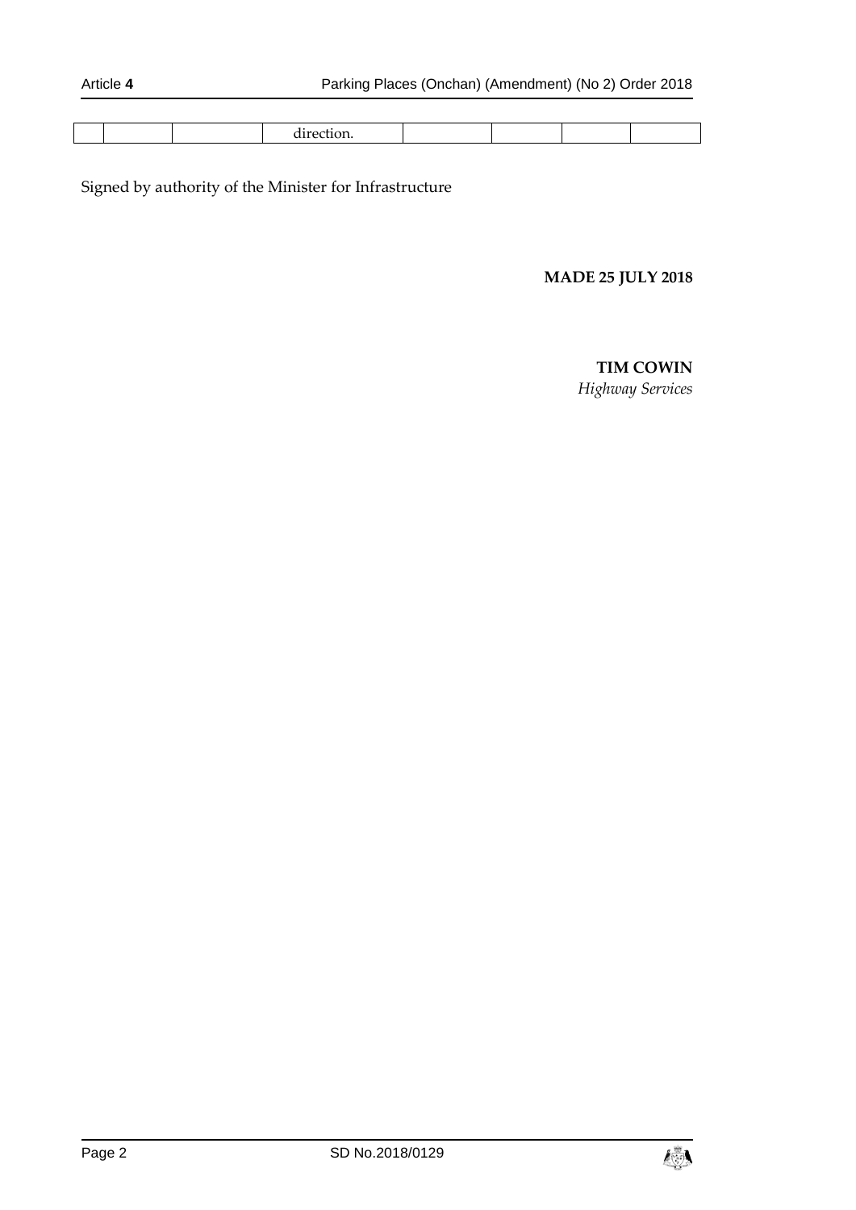| | | | direction. | | | | |
|---|---|---|---|---|---|---|---|

Signed by authority of the Minister for Infrastructure

**MADE 25 JULY 2018**

**TIM COWIN**
*Highway Services*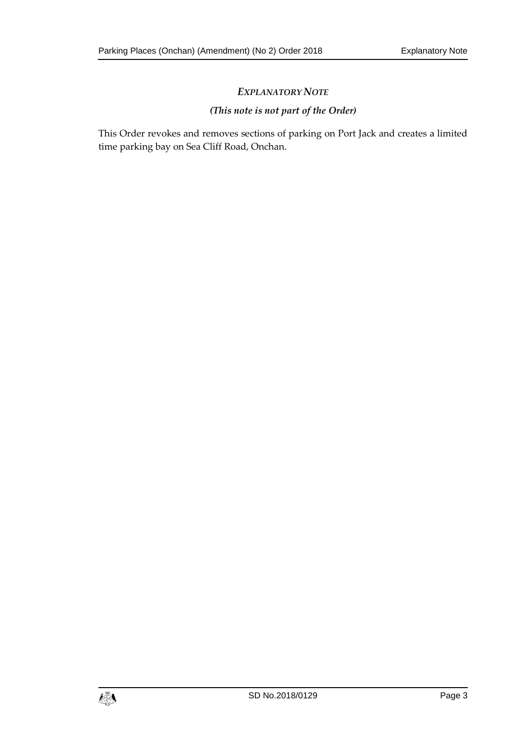## *EXPLANATORY NOTE*

***(This note is not part of the Order)***

This Order revokes and removes sections of parking on Port Jack and creates a limited time parking bay on Sea Cliff Road, Onchan.